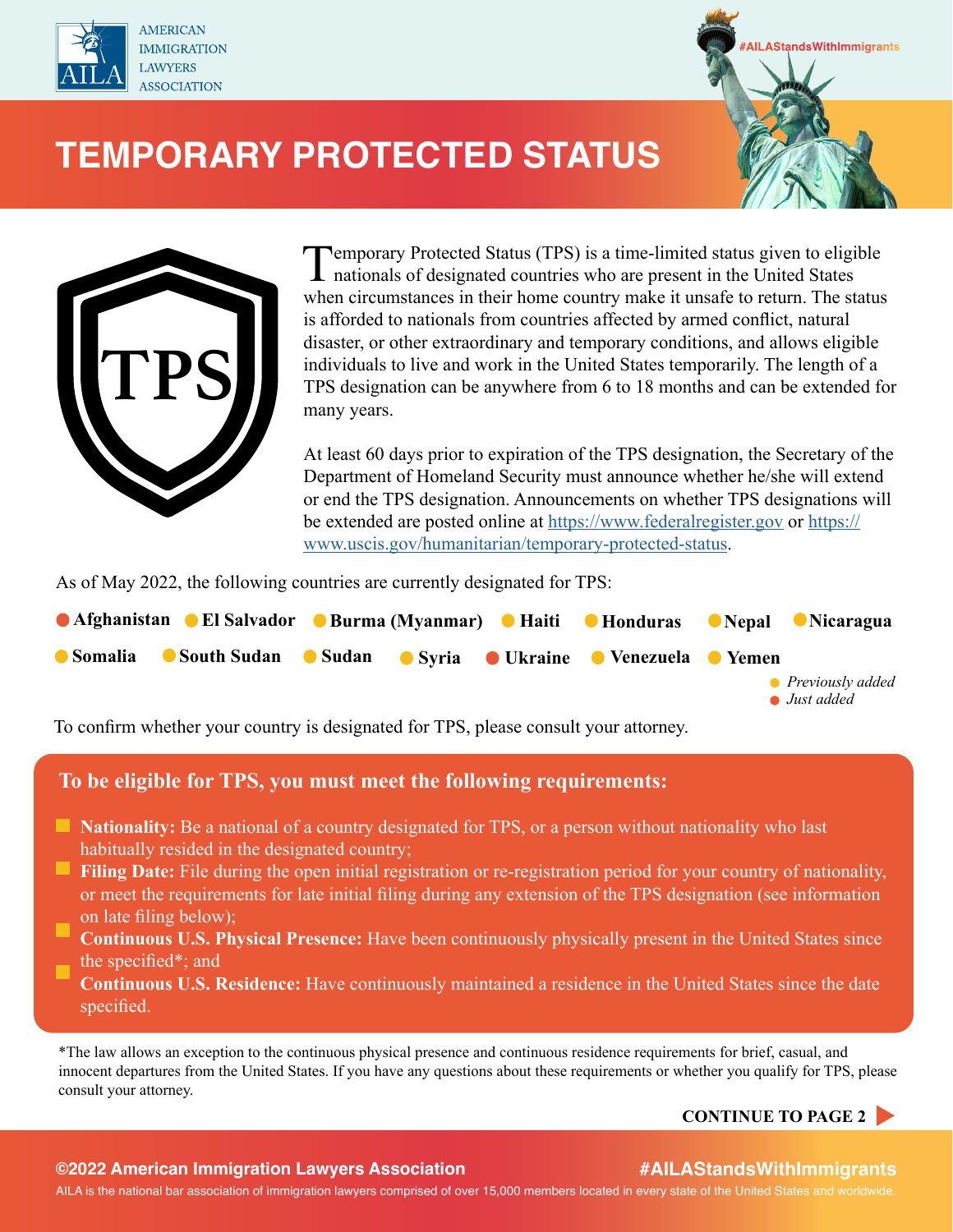AMERICAN IMMIGRATION LAWYERS ASSOCIATION

#AILAStandsWithImmigrants

# TEMPORARY PROTECTED STATUS

TPS

Temporary Protected Status (TPS) is a time-limited status given to eligible nationals of designated countries who are present in the United States when circumstances in their home country make it unsafe to return. The status is afforded to nationals from countries affected by armed conflict, natural disaster, or other extraordinary and temporary conditions, and allows eligible individuals to live and work in the United States temporarily. The length of a TPS designation can be anywhere from 6 to 18 months and can be extended for many years.

At least 60 days prior to expiration of the TPS designation, the Secretary of the Department of Homeland Security must announce whether he/she will extend or end the TPS designation. Announcements on whether TPS designations will be extended are posted online at https://www.federalregister.gov or https://www.uscis.gov/humanitarian/temporary-protected-status.

As of May 2022, the following countries are currently designated for TPS:

- **Afghanistan** (Just added)
- **El Salvador** (Previously added)
- **Burma (Myanmar)** (Previously added)
- **Haiti** (Previously added)
- **Honduras** (Previously added)
- **Nepal** (Previously added)
- **Nicaragua** (Previously added)
- **Somalia** (Previously added)
- **South Sudan** (Previously added)
- **Sudan** (Previously added)
- **Syria** (Previously added)
- **Ukraine** (Just added)
- **Venezuela** (Previously added)
- **Yemen** (Previously added)

*Previously added*
*Just added*

To confirm whether your country is designated for TPS, please consult your attorney.

## To be eligible for TPS, you must meet the following requirements:

- **Nationality:** Be a national of a country designated for TPS, or a person without nationality who last habitually resided in the designated country;
- **Filing Date:** File during the open initial registration or re-registration period for your country of nationality, or meet the requirements for late initial filing during any extension of the TPS designation (see information on late filing below);
- **Continuous U.S. Physical Presence:** Have been continuously physically present in the United States since the specified*; and
- **Continuous U.S. Residence:** Have continuously maintained a residence in the United States since the date specified.

*The law allows an exception to the continuous physical presence and continuous residence requirements for brief, casual, and innocent departures from the United States. If you have any questions about these requirements or whether you qualify for TPS, please consult your attorney.

**CONTINUE TO PAGE 2**

**©2022 American Immigration Lawyers Association** **#AILAStandsWithImmigrants**

AILA is the national bar association of immigration lawyers comprised of over 15,000 members located in every state of the United States and worldwide.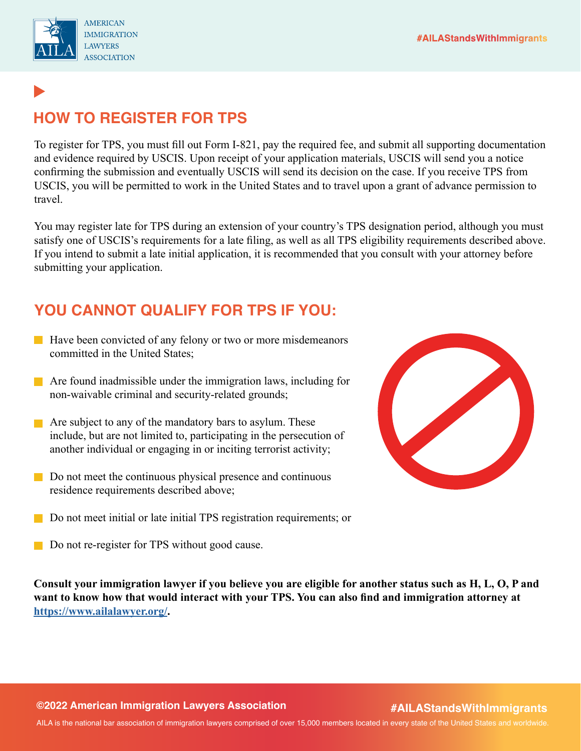## HOW TO REGISTER FOR TPS

To register for TPS, you must fill out Form I-821, pay the required fee, and submit all supporting documentation and evidence required by USCIS. Upon receipt of your application materials, USCIS will send you a notice confirming the submission and eventually USCIS will send its decision on the case. If you receive TPS from USCIS, you will be permitted to work in the United States and to travel upon a grant of advance permission to travel.

You may register late for TPS during an extension of your country's TPS designation period, although you must satisfy one of USCIS's requirements for a late filing, as well as all TPS eligibility requirements described above. If you intend to submit a late initial application, it is recommended that you consult with your attorney before submitting your application.

## YOU CANNOT QUALIFY FOR TPS IF YOU:

- Have been convicted of any felony or two or more misdemeanors committed in the United States;
- Are found inadmissible under the immigration laws, including for non-waivable criminal and security-related grounds;
- Are subject to any of the mandatory bars to asylum. These include, but are not limited to, participating in the persecution of another individual or engaging in or inciting terrorist activity;
- Do not meet the continuous physical presence and continuous residence requirements described above;
- Do not meet initial or late initial TPS registration requirements; or
- Do not re-register for TPS without good cause.

**Consult your immigration lawyer if you believe you are eligible for another status such as H, L, O, P and want to know how that would interact with your TPS. You can also find and immigration attorney at https://www.ailalawyer.org/.**

**©2022 American Immigration Lawyers Association**

**#AILAStandsWithImmigrants**

AILA is the national bar association of immigration lawyers comprised of over 15,000 members located in every state of the United States and worldwide.